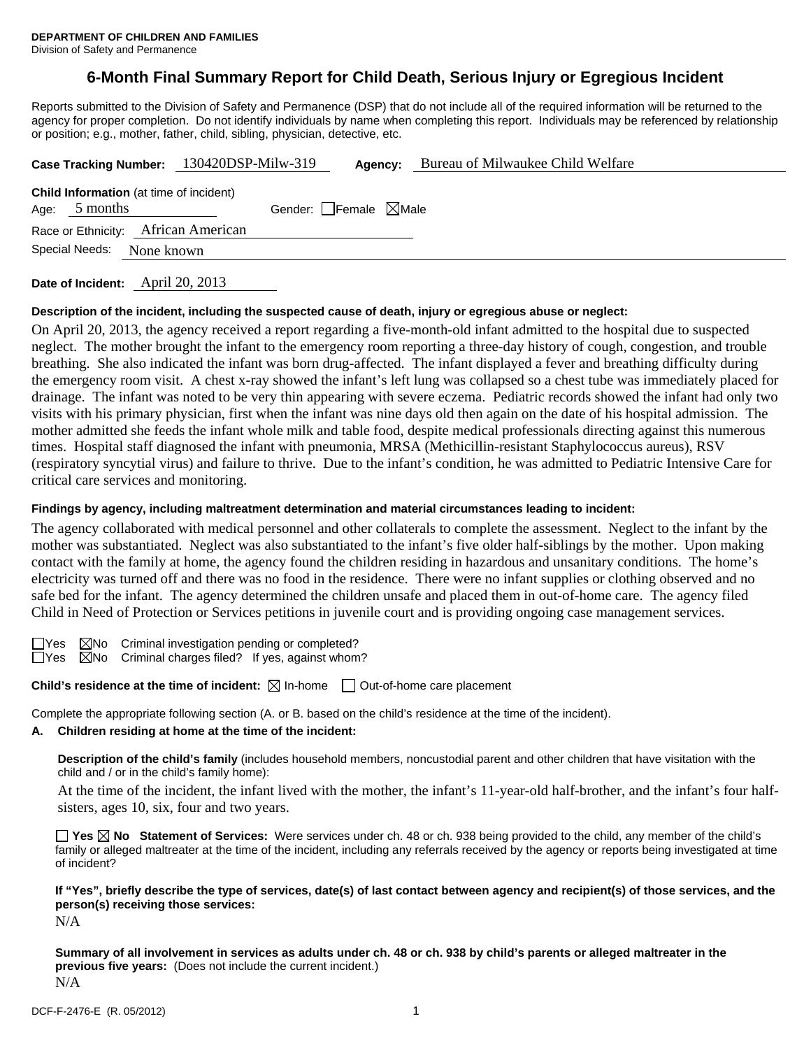**DEPARTMENT OF CHILDREN AND FAMILIES**
Division of Safety and Permanence

# 6-Month Final Summary Report for Child Death, Serious Injury or Egregious Incident

Reports submitted to the Division of Safety and Permanence (DSP) that do not include all of the required information will be returned to the agency for proper completion. Do not identify individuals by name when completing this report. Individuals may be referenced by relationship or position; e.g., mother, father, child, sibling, physician, detective, etc.

**Case Tracking Number:** 130420DSP-Milw-319 **Agency:** Bureau of Milwaukee Child Welfare

**Child Information** (at time of incident)
Age: 5 months Gender: ☐Female ☒Male
Race or Ethnicity: African American
Special Needs: None known

**Date of Incident:** April 20, 2013

**Description of the incident, including the suspected cause of death, injury or egregious abuse or neglect:**

On April 20, 2013, the agency received a report regarding a five-month-old infant admitted to the hospital due to suspected neglect. The mother brought the infant to the emergency room reporting a three-day history of cough, congestion, and trouble breathing. She also indicated the infant was born drug-affected. The infant displayed a fever and breathing difficulty during the emergency room visit. A chest x-ray showed the infant's left lung was collapsed so a chest tube was immediately placed for drainage. The infant was noted to be very thin appearing with severe eczema. Pediatric records showed the infant had only two visits with his primary physician, first when the infant was nine days old then again on the date of his hospital admission. The mother admitted she feeds the infant whole milk and table food, despite medical professionals directing against this numerous times. Hospital staff diagnosed the infant with pneumonia, MRSA (Methicillin-resistant Staphylococcus aureus), RSV (respiratory syncytial virus) and failure to thrive. Due to the infant's condition, he was admitted to Pediatric Intensive Care for critical care services and monitoring.

**Findings by agency, including maltreatment determination and material circumstances leading to incident:**

The agency collaborated with medical personnel and other collaterals to complete the assessment. Neglect to the infant by the mother was substantiated. Neglect was also substantiated to the infant's five older half-siblings by the mother. Upon making contact with the family at home, the agency found the children residing in hazardous and unsanitary conditions. The home's electricity was turned off and there was no food in the residence. There were no infant supplies or clothing observed and no safe bed for the infant. The agency determined the children unsafe and placed them in out-of-home care. The agency filed Child in Need of Protection or Services petitions in juvenile court and is providing ongoing case management services.

☐Yes ☒No Criminal investigation pending or completed?
☐Yes ☒No Criminal charges filed? If yes, against whom?

**Child's residence at the time of incident:** ☒ In-home ☐ Out-of-home care placement

Complete the appropriate following section (A. or B. based on the child's residence at the time of the incident).

**A. Children residing at home at the time of the incident:**

**Description of the child's family** (includes household members, noncustodial parent and other children that have visitation with the child and / or in the child's family home):

At the time of the incident, the infant lived with the mother, the infant's 11-year-old half-brother, and the infant's four half-sisters, ages 10, six, four and two years.

☐ **Yes** ☒ **No Statement of Services:** Were services under ch. 48 or ch. 938 being provided to the child, any member of the child's family or alleged maltreater at the time of the incident, including any referrals received by the agency or reports being investigated at time of incident?

**If "Yes", briefly describe the type of services, date(s) of last contact between agency and recipient(s) of those services, and the person(s) receiving those services:**

N/A

**Summary of all involvement in services as adults under ch. 48 or ch. 938 by child's parents or alleged maltreater in the previous five years:** (Does not include the current incident.)

N/A

DCF-F-2476-E (R. 05/2012)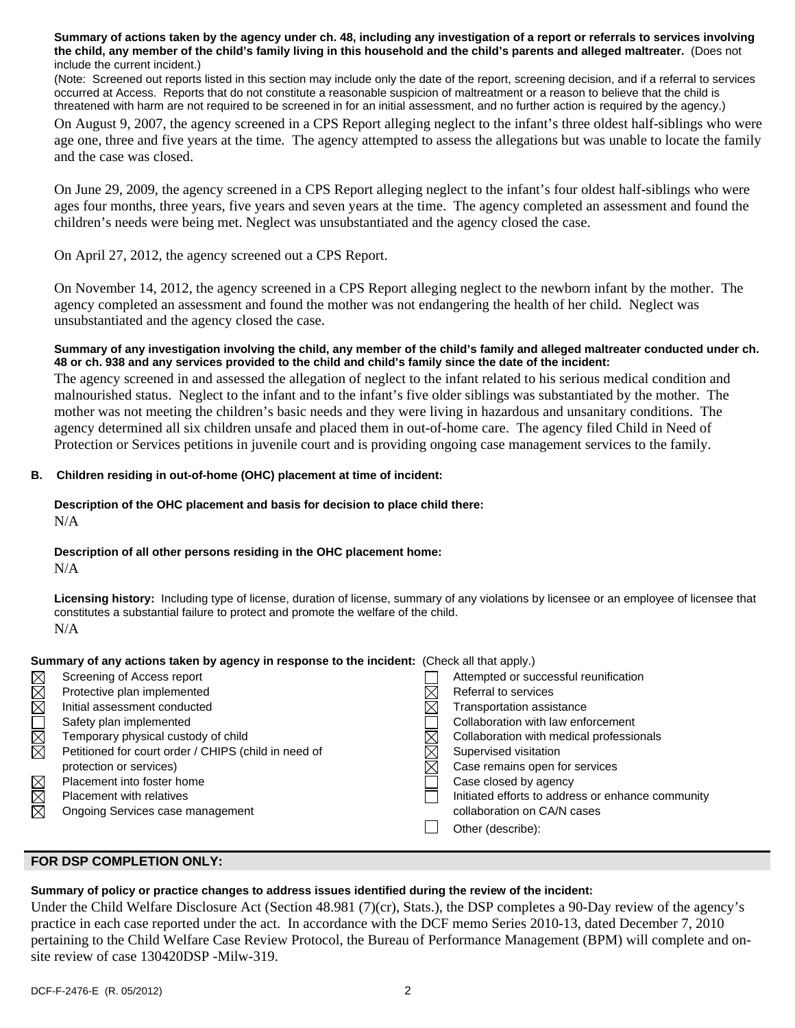**Summary of actions taken by the agency under ch. 48, including any investigation of a report or referrals to services involving the child, any member of the child's family living in this household and the child's parents and alleged maltreater.** (Does not include the current incident.)

(Note: Screened out reports listed in this section may include only the date of the report, screening decision, and if a referral to services occurred at Access. Reports that do not constitute a reasonable suspicion of maltreatment or a reason to believe that the child is threatened with harm are not required to be screened in for an initial assessment, and no further action is required by the agency.)

On August 9, 2007, the agency screened in a CPS Report alleging neglect to the infant's three oldest half-siblings who were age one, three and five years at the time. The agency attempted to assess the allegations but was unable to locate the family and the case was closed.

On June 29, 2009, the agency screened in a CPS Report alleging neglect to the infant's four oldest half-siblings who were ages four months, three years, five years and seven years at the time. The agency completed an assessment and found the children's needs were being met. Neglect was unsubstantiated and the agency closed the case.

On April 27, 2012, the agency screened out a CPS Report.

On November 14, 2012, the agency screened in a CPS Report alleging neglect to the newborn infant by the mother. The agency completed an assessment and found the mother was not endangering the health of her child. Neglect was unsubstantiated and the agency closed the case.

**Summary of any investigation involving the child, any member of the child's family and alleged maltreater conducted under ch. 48 or ch. 938 and any services provided to the child and child's family since the date of the incident:**

The agency screened in and assessed the allegation of neglect to the infant related to his serious medical condition and malnourished status. Neglect to the infant and to the infant's five older siblings was substantiated by the mother. The mother was not meeting the children's basic needs and they were living in hazardous and unsanitary conditions. The agency determined all six children unsafe and placed them in out-of-home care. The agency filed Child in Need of Protection or Services petitions in juvenile court and is providing ongoing case management services to the family.

**B. Children residing in out-of-home (OHC) placement at time of incident:**

**Description of the OHC placement and basis for decision to place child there:**

N/A

**Description of all other persons residing in the OHC placement home:**

N/A

**Licensing history:** Including type of license, duration of license, summary of any violations by licensee or an employee of licensee that constitutes a substantial failure to protect and promote the welfare of the child.

N/A

**Summary of any actions taken by agency in response to the incident:** (Check all that apply.)

- ☒ Screening of Access report
- ☒ Protective plan implemented
- ☒ Initial assessment conducted
- ☐ Safety plan implemented
- ☒ Temporary physical custody of child
- ☒ Petitioned for court order / CHIPS (child in need of protection or services)
- ☒ Placement into foster home
- ☒ Placement with relatives
- ☒ Ongoing Services case management
- ☐ Attempted or successful reunification
- ☒ Referral to services
- ☒ Transportation assistance
- ☐ Collaboration with law enforcement
- ☒ Collaboration with medical professionals
- ☒ Supervised visitation
- ☒ Case remains open for services
- ☐ Case closed by agency
- ☐ Initiated efforts to address or enhance community collaboration on CA/N cases
- ☐ Other (describe):

## FOR DSP COMPLETION ONLY:

**Summary of policy or practice changes to address issues identified during the review of the incident:**

Under the Child Welfare Disclosure Act (Section 48.981 (7)(cr), Stats.), the DSP completes a 90-Day review of the agency's practice in each case reported under the act. In accordance with the DCF memo Series 2010-13, dated December 7, 2010 pertaining to the Child Welfare Case Review Protocol, the Bureau of Performance Management (BPM) will complete and on-site review of case 130420DSP -Milw-319.

DCF-F-2476-E (R. 05/2012)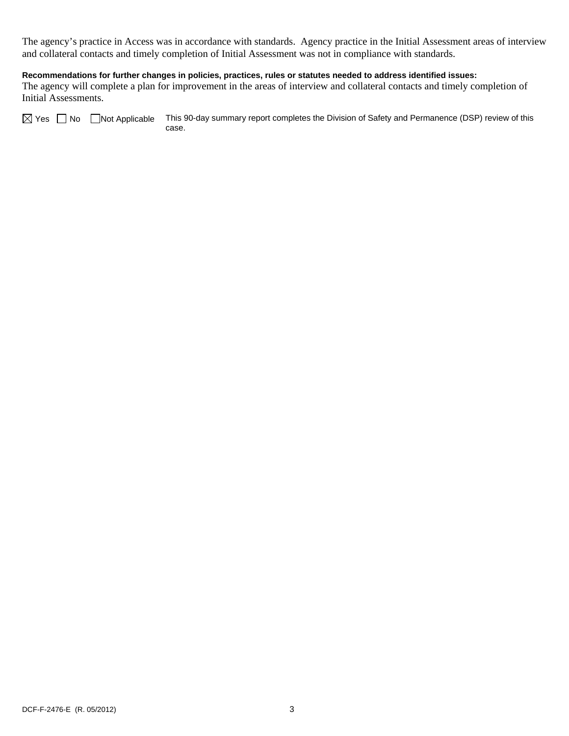The agency's practice in Access was in accordance with standards. Agency practice in the Initial Assessment areas of interview and collateral contacts and timely completion of Initial Assessment was not in compliance with standards.

**Recommendations for further changes in policies, practices, rules or statutes needed to address identified issues:**

The agency will complete a plan for improvement in the areas of interview and collateral contacts and timely completion of Initial Assessments.

☒ Yes ☐ No ☐ Not Applicable This 90-day summary report completes the Division of Safety and Permanence (DSP) review of this case.

DCF-F-2476-E (R. 05/2012)